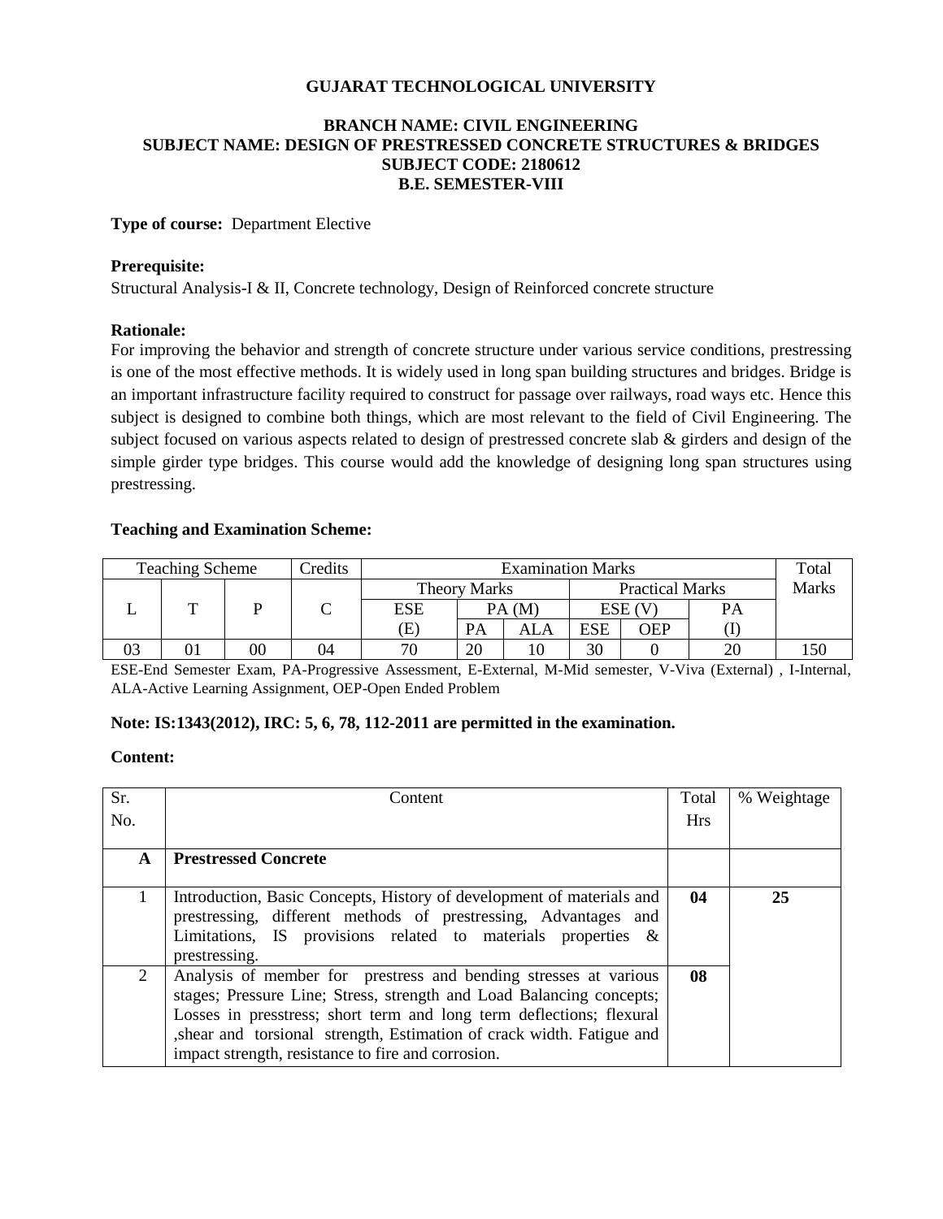**GUJARAT TECHNOLOGICAL UNIVERSITY**

**BRANCH NAME: CIVIL ENGINEERING**
**SUBJECT NAME: DESIGN OF PRESTRESSED CONCRETE STRUCTURES & BRIDGES**
**SUBJECT CODE: 2180612**
**B.E. SEMESTER-VIII**

**Type of course:** Department Elective

**Prerequisite:**
Structural Analysis-I & II, Concrete technology, Design of Reinforced concrete structure

**Rationale:**
For improving the behavior and strength of concrete structure under various service conditions, prestressing is one of the most effective methods. It is widely used in long span building structures and bridges. Bridge is an important infrastructure facility required to construct for passage over railways, road ways etc. Hence this subject is designed to combine both things, which are most relevant to the field of Civil Engineering. The subject focused on various aspects related to design of prestressed concrete slab & girders and design of the simple girder type bridges. This course would add the knowledge of designing long span structures using prestressing.

**Teaching and Examination Scheme:**

| Teaching Scheme | | | Credits | Examination Marks | | | | | | Total Marks |
|---|---|---|---|---|---|---|---|---|---|---|
| | | | | Theory Marks | | | Practical Marks | | | |
| L | T | P | C | ESE | PA (M) | | ESE (V) | | PA | |
| | | | | (E) | PA | ALA | ESE | OEP | (I) | |
| 03 | 01 | 00 | 04 | 70 | 20 | 10 | 30 | 0 | 20 | 150 |

ESE-End Semester Exam, PA-Progressive Assessment, E-External, M-Mid semester, V-Viva (External) , I-Internal, ALA-Active Learning Assignment, OEP-Open Ended Problem

**Note: IS:1343(2012), IRC: 5, 6, 78, 112-2011 are permitted in the examination.**

**Content:**

| Sr. No. | Content | Total Hrs | % Weightage |
|---|---|---|---|
| **A** | **Prestressed Concrete** | | |
| 1 | Introduction, Basic Concepts, History of development of materials and prestressing, different methods of prestressing, Advantages and Limitations, IS provisions related to materials properties & prestressing. | **04** | **25** |
| 2 | Analysis of member for prestress and bending stresses at various stages; Pressure Line; Stress, strength and Load Balancing concepts; Losses in presstress; short term and long term deflections; flexural ,shear and torsional strength, Estimation of crack width. Fatigue and impact strength, resistance to fire and corrosion. | **08** | |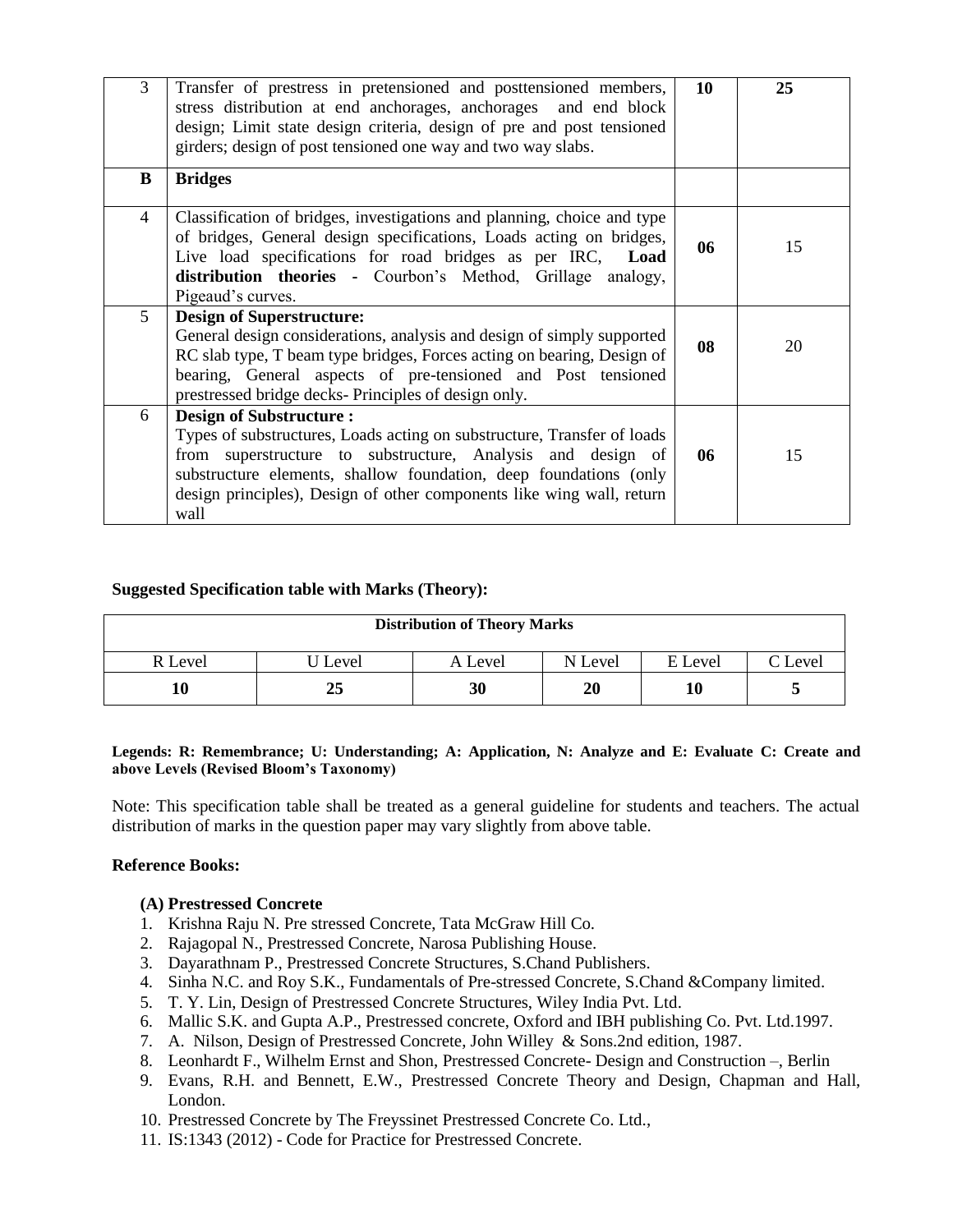| 3 | Transfer of prestress in pretensioned and posttensioned members, stress distribution at end anchorages, anchorages and end block design; Limit state design criteria, design of pre and post tensioned girders; design of post tensioned one way and two way slabs. | **10** | **25** |
|---|---|---|---|
| **B** | **Bridges** | | |
| 4 | Classification of bridges, investigations and planning, choice and type of bridges, General design specifications, Loads acting on bridges, Live load specifications for road bridges as per IRC, **Load distribution theories** - Courbon's Method, Grillage analogy, Pigeaud's curves. | **06** | 15 |
| 5 | **Design of Superstructure:** General design considerations, analysis and design of simply supported RC slab type, T beam type bridges, Forces acting on bearing, Design of bearing, General aspects of pre-tensioned and Post tensioned prestressed bridge decks- Principles of design only. | **08** | 20 |
| 6 | **Design of Substructure :** Types of substructures, Loads acting on substructure, Transfer of loads from superstructure to substructure, Analysis and design of substructure elements, shallow foundation, deep foundations (only design principles), Design of other components like wing wall, return wall | **06** | 15 |

**Suggested Specification table with Marks (Theory):**

| **Distribution of Theory Marks** | | | | | |
|---|---|---|---|---|---|
| R Level | U Level | A Level | N Level | E Level | C Level |
| **10** | **25** | **30** | **20** | **10** | **5** |

**Legends: R: Remembrance; U: Understanding; A: Application, N: Analyze and E: Evaluate C: Create and above Levels (Revised Bloom's Taxonomy)**

Note: This specification table shall be treated as a general guideline for students and teachers. The actual distribution of marks in the question paper may vary slightly from above table.

**Reference Books:**

**(A) Prestressed Concrete**

1. Krishna Raju N. Pre stressed Concrete, Tata McGraw Hill Co.
2. Rajagopal N., Prestressed Concrete, Narosa Publishing House.
3. Dayarathnam P., Prestressed Concrete Structures, S.Chand Publishers.
4. Sinha N.C. and Roy S.K., Fundamentals of Pre-stressed Concrete, S.Chand &Company limited.
5. T. Y. Lin, Design of Prestressed Concrete Structures, Wiley India Pvt. Ltd.
6. Mallic S.K. and Gupta A.P., Prestressed concrete, Oxford and IBH publishing Co. Pvt. Ltd.1997.
7. A. Nilson, Design of Prestressed Concrete, John Willey & Sons.2nd edition, 1987.
8. Leonhardt F., Wilhelm Ernst and Shon, Prestressed Concrete- Design and Construction –, Berlin
9. Evans, R.H. and Bennett, E.W., Prestressed Concrete Theory and Design, Chapman and Hall, London.
10. Prestressed Concrete by The Freyssinet Prestressed Concrete Co. Ltd.,
11. IS:1343 (2012) - Code for Practice for Prestressed Concrete.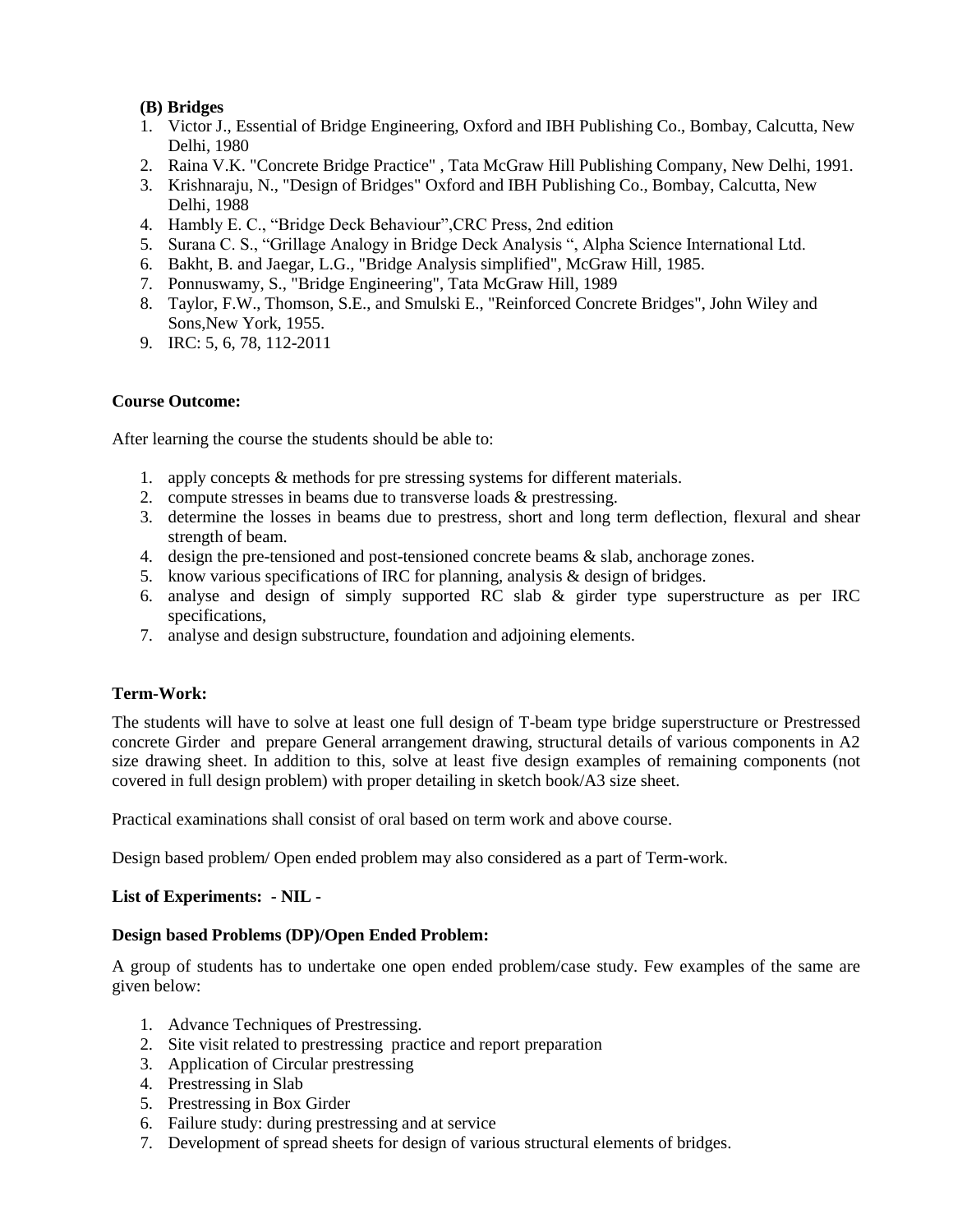**(B) Bridges**

1. Victor J., Essential of Bridge Engineering, Oxford and IBH Publishing Co., Bombay, Calcutta, New Delhi, 1980
2. Raina V.K. "Concrete Bridge Practice" , Tata McGraw Hill Publishing Company, New Delhi, 1991.
3. Krishnaraju, N., "Design of Bridges" Oxford and IBH Publishing Co., Bombay, Calcutta, New Delhi, 1988
4. Hambly E. C., "Bridge Deck Behaviour",CRC Press, 2nd edition
5. Surana C. S., "Grillage Analogy in Bridge Deck Analysis ", Alpha Science International Ltd.
6. Bakht, B. and Jaegar, L.G., "Bridge Analysis simplified", McGraw Hill, 1985.
7. Ponnuswamy, S., "Bridge Engineering", Tata McGraw Hill, 1989
8. Taylor, F.W., Thomson, S.E., and Smulski E., "Reinforced Concrete Bridges", John Wiley and Sons,New York, 1955.
9. IRC: 5, 6, 78, 112-2011

**Course Outcome:**

After learning the course the students should be able to:

1. apply concepts & methods for pre stressing systems for different materials.
2. compute stresses in beams due to transverse loads & prestressing.
3. determine the losses in beams due to prestress, short and long term deflection, flexural and shear strength of beam.
4. design the pre-tensioned and post-tensioned concrete beams & slab, anchorage zones.
5. know various specifications of IRC for planning, analysis & design of bridges.
6. analyse and design of simply supported RC slab & girder type superstructure as per IRC specifications,
7. analyse and design substructure, foundation and adjoining elements.

**Term-Work:**

The students will have to solve at least one full design of T-beam type bridge superstructure or Prestressed concrete Girder and prepare General arrangement drawing, structural details of various components in A2 size drawing sheet. In addition to this, solve at least five design examples of remaining components (not covered in full design problem) with proper detailing in sketch book/A3 size sheet.

Practical examinations shall consist of oral based on term work and above course.

Design based problem/ Open ended problem may also considered as a part of Term-work.

**List of Experiments: - NIL -**

**Design based Problems (DP)/Open Ended Problem:**

A group of students has to undertake one open ended problem/case study. Few examples of the same are given below:

1. Advance Techniques of Prestressing.
2. Site visit related to prestressing practice and report preparation
3. Application of Circular prestressing
4. Prestressing in Slab
5. Prestressing in Box Girder
6. Failure study: during prestressing and at service
7. Development of spread sheets for design of various structural elements of bridges.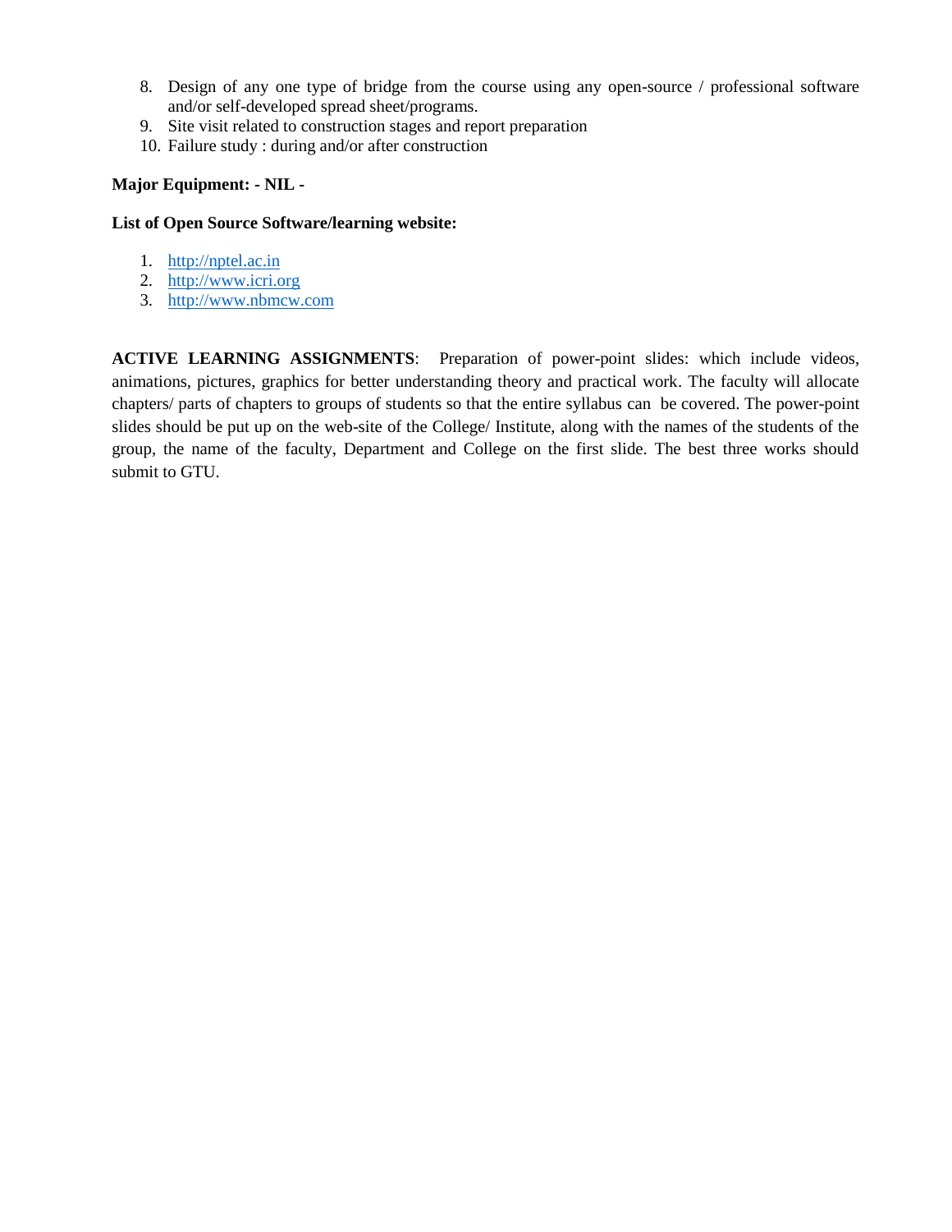8. Design of any one type of bridge from the course using any open-source / professional software and/or self-developed spread sheet/programs.
9. Site visit related to construction stages and report preparation
10. Failure study : during and/or after construction

**Major Equipment: - NIL -**

**List of Open Source Software/learning website:**

1. http://nptel.ac.in
2. http://www.icri.org
3. http://www.nbmcw.com

**ACTIVE LEARNING ASSIGNMENTS**: Preparation of power-point slides: which include videos, animations, pictures, graphics for better understanding theory and practical work. The faculty will allocate chapters/ parts of chapters to groups of students so that the entire syllabus can be covered. The power-point slides should be put up on the web-site of the College/ Institute, along with the names of the students of the group, the name of the faculty, Department and College on the first slide. The best three works should submit to GTU.